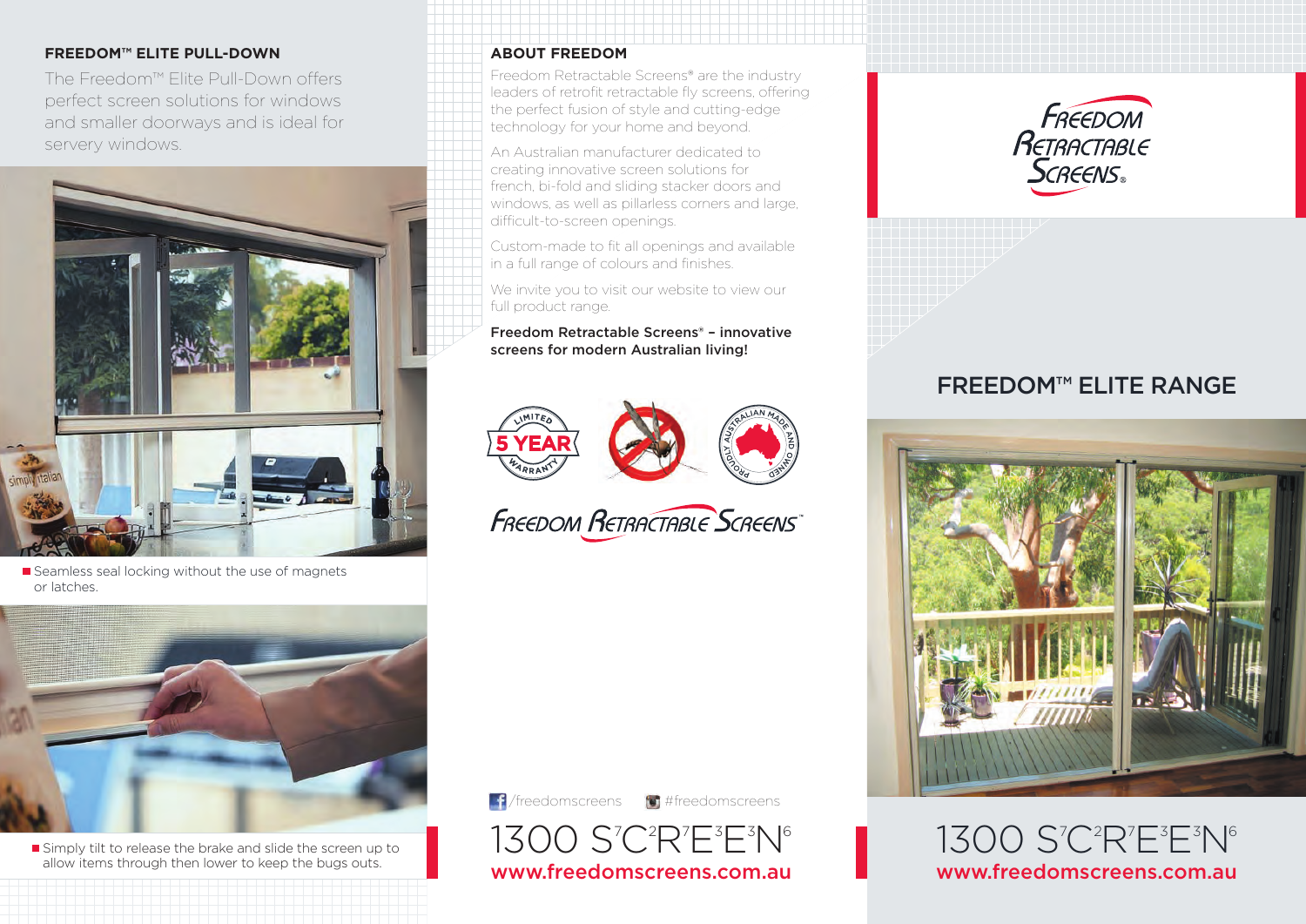## FREEDOM™ ELITE PULL-DOWN

The Freedom™ Elite Pull-Down offers perfect screen solutions for windows and smaller doorways and is ideal for servery windows.

- Seamless seal locking without the use of magnets or latches.

- Simply tilt to release the brake and slide the screen up to allow items through then lower to keep the bugs outs.

## ABOUT FREEDOM

Freedom Retractable Screens® are the industry leaders of retrofit retractable fly screens, offering the perfect fusion of style and cutting-edge technology for your home and beyond.

An Australian manufacturer dedicated to creating innovative screen solutions for french, bi-fold and sliding stacker doors and windows, as well as pillarless corners and large, difficult-to-screen openings.

Custom-made to fit all openings and available in a full range of colours and finishes.

We invite you to visit our website to view our full product range.

**Freedom Retractable Screens® – innovative screens for modern Australian living!**

LIMITED 5 YEAR WARRANTY

PROUDLY AUSTRALIAN MADE AND OWNED

FREEDOM RETRACTABLE SCREENS™

/freedomscreens #freedomscreens

1300 S7C2R7E3E3N6

**www.freedomscreens.com.au**

FREEDOM RETRACTABLE SCREENS®

## FREEDOM™ ELITE RANGE

1300 S7C2R7E3E3N6

**www.freedomscreens.com.au**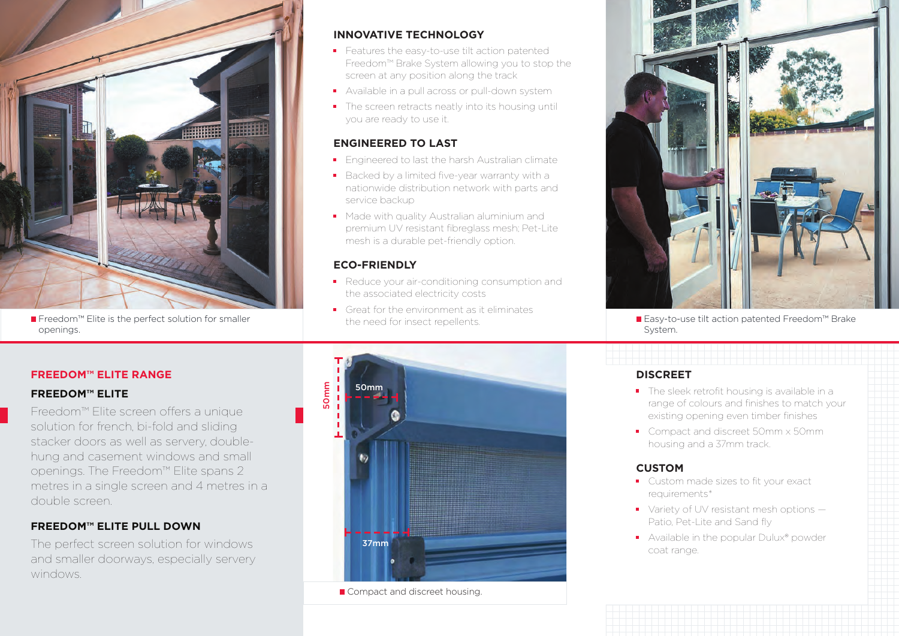Freedom™ Elite is the perfect solution for smaller openings.

## INNOVATIVE TECHNOLOGY

- Features the easy-to-use tilt action patented Freedom™ Brake System allowing you to stop the screen at any position along the track
- Available in a pull across or pull-down system
- The screen retracts neatly into its housing until you are ready to use it.

## ENGINEERED TO LAST

- Engineered to last the harsh Australian climate
- Backed by a limited five-year warranty with a nationwide distribution network with parts and service backup
- Made with quality Australian aluminium and premium UV resistant fibreglass mesh; Pet-Lite mesh is a durable pet-friendly option.

## ECO-FRIENDLY

- Reduce your air-conditioning consumption and the associated electricity costs
- Great for the environment as it eliminates the need for insect repellents.

Easy-to-use tilt action patented Freedom™ Brake System.

## FREEDOM™ ELITE RANGE

### FREEDOM™ ELITE

Freedom™ Elite screen offers a unique solution for french, bi-fold and sliding stacker doors as well as servery, double-hung and casement windows and small openings. The Freedom™ Elite spans 2 metres in a single screen and 4 metres in a double screen.

### FREEDOM™ ELITE PULL DOWN

The perfect screen solution for windows and smaller doorways, especially servery windows.

50mm

50mm

37mm

Compact and discreet housing.

## DISCREET

- The sleek retrofit housing is available in a range of colours and finishes to match your existing opening even timber finishes
- Compact and discreet 50mm x 50mm housing and a 37mm track.

## CUSTOM

- Custom made sizes to fit your exact requirements*
- Variety of UV resistant mesh options — Patio, Pet-Lite and Sand fly
- Available in the popular Dulux® powder coat range.